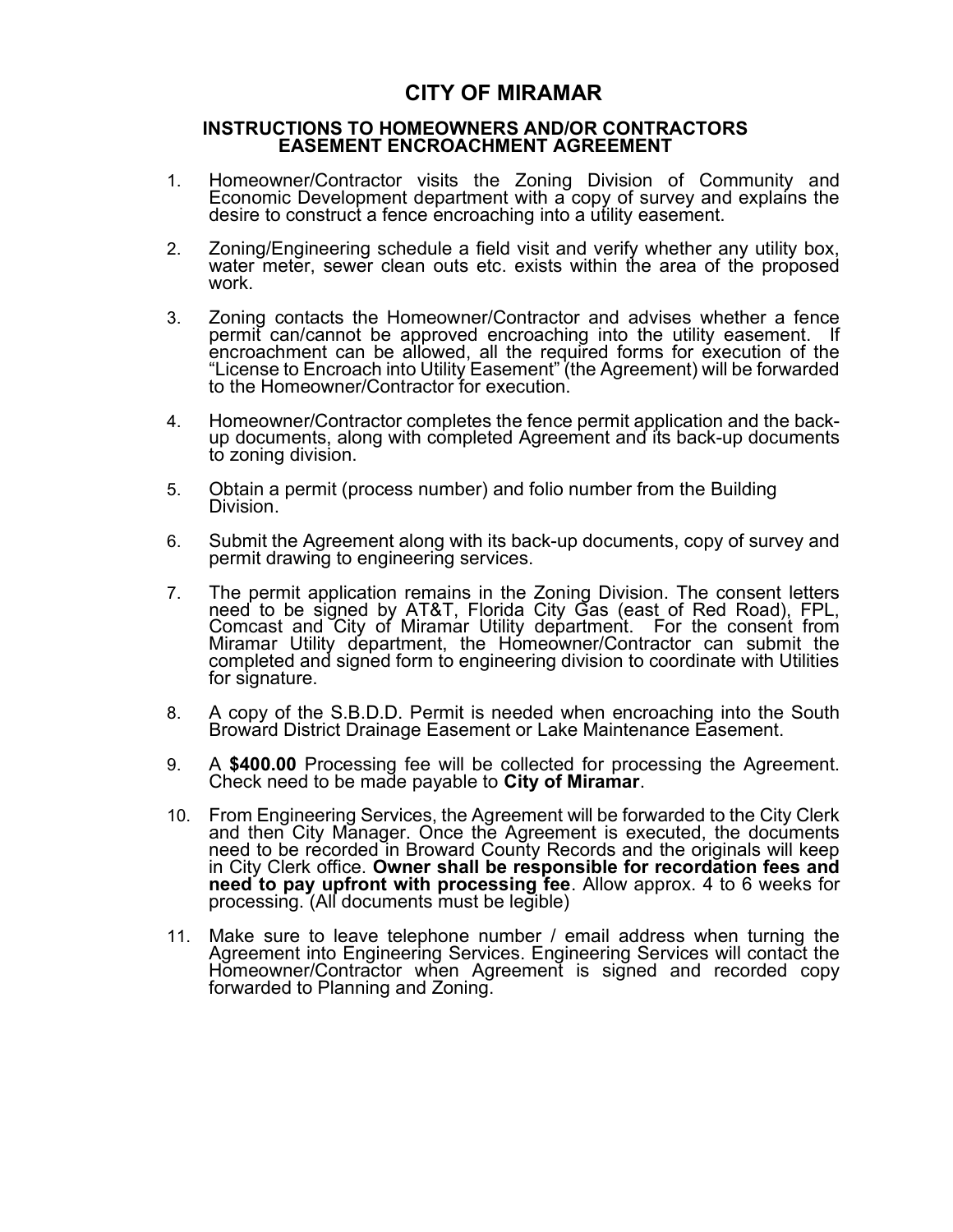# CITY OF MIRAMAR

## INSTRUCTIONS TO HOMEOWNERS AND/OR CONTRACTORS EASEMENT ENCROACHMENT AGREEMENT

1. Homeowner/Contractor visits the Zoning Division of Community and Economic Development department with a copy of survey and explains the desire to construct a fence encroaching into a utility easement.

2. Zoning/Engineering schedule a field visit and verify whether any utility box, water meter, sewer clean outs etc. exists within the area of the proposed work.

3. Zoning contacts the Homeowner/Contractor and advises whether a fence permit can/cannot be approved encroaching into the utility easement. If encroachment can be allowed, all the required forms for execution of the "License to Encroach into Utility Easement" (the Agreement) will be forwarded to the Homeowner/Contractor for execution.

4. Homeowner/Contractor completes the fence permit application and the back-up documents, along with completed Agreement and its back-up documents to zoning division.

5. Obtain a permit (process number) and folio number from the Building Division.

6. Submit the Agreement along with its back-up documents, copy of survey and permit drawing to engineering services.

7. The permit application remains in the Zoning Division. The consent letters need to be signed by AT&T, Florida City Gas (east of Red Road), FPL, Comcast and City of Miramar Utility department. For the consent from Miramar Utility department, the Homeowner/Contractor can submit the completed and signed form to engineering division to coordinate with Utilities for signature.

8. A copy of the S.B.D.D. Permit is needed when encroaching into the South Broward District Drainage Easement or Lake Maintenance Easement.

9. A **$400.00** Processing fee will be collected for processing the Agreement. Check need to be made payable to **City of Miramar**.

10. From Engineering Services, the Agreement will be forwarded to the City Clerk and then City Manager. Once the Agreement is executed, the documents need to be recorded in Broward County Records and the originals will keep in City Clerk office. **Owner shall be responsible for recordation fees and need to pay upfront with processing fee**. Allow approx. 4 to 6 weeks for processing. (All documents must be legible)

11. Make sure to leave telephone number / email address when turning the Agreement into Engineering Services. Engineering Services will contact the Homeowner/Contractor when Agreement is signed and recorded copy forwarded to Planning and Zoning.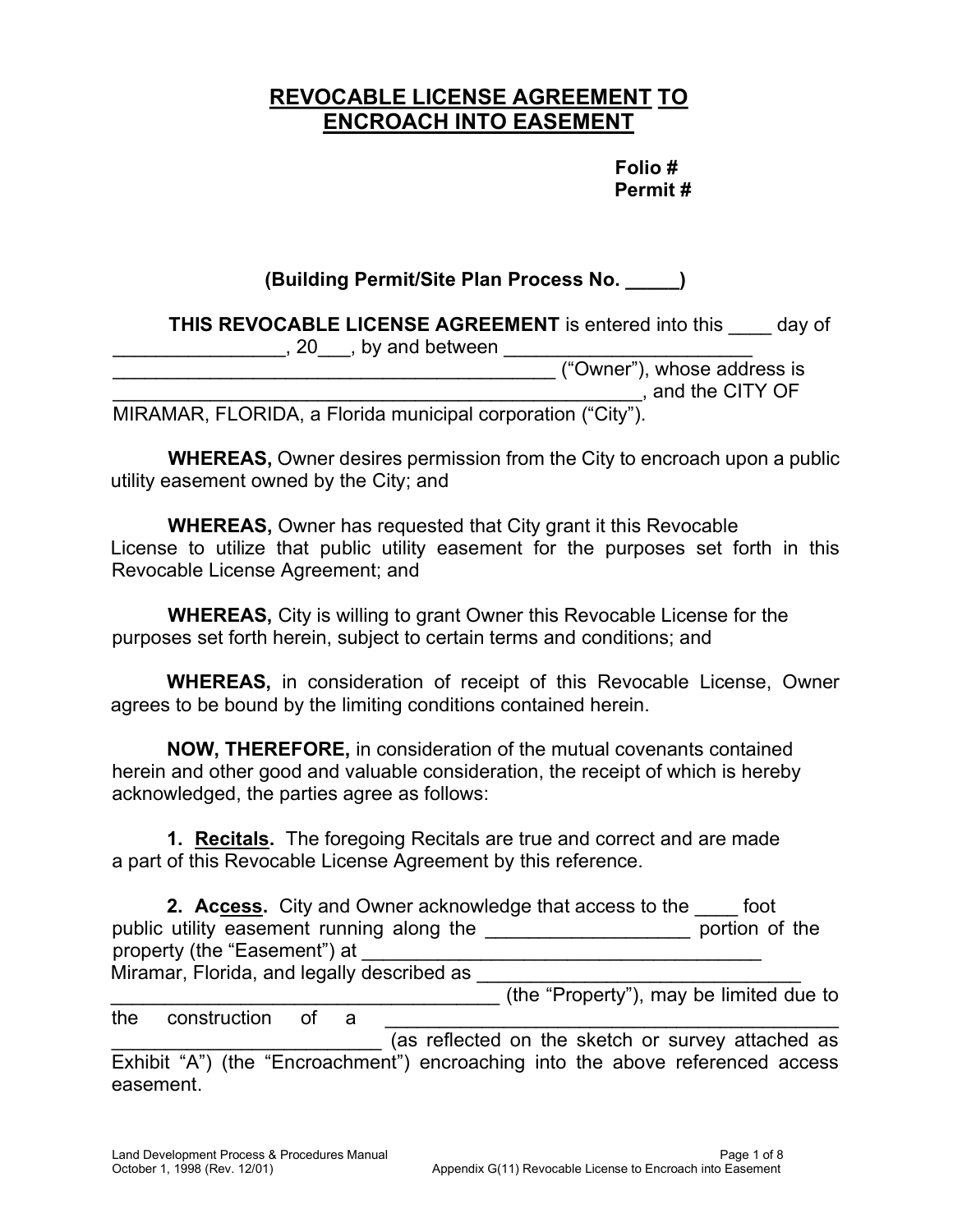# REVOCABLE LICENSE AGREEMENT TO ENCROACH INTO EASEMENT

**Folio #**
**Permit #**

**(Building Permit/Site Plan Process No. _____)**

**THIS REVOCABLE LICENSE AGREEMENT** is entered into this ____ day of ________________, 20___, by and between ________________________ __________________________________________ ("Owner"), whose address is ___________________________________________________, and the CITY OF MIRAMAR, FLORIDA, a Florida municipal corporation ("City").

**WHEREAS,** Owner desires permission from the City to encroach upon a public utility easement owned by the City; and

**WHEREAS,** Owner has requested that City grant it this Revocable License to utilize that public utility easement for the purposes set forth in this Revocable License Agreement; and

**WHEREAS,** City is willing to grant Owner this Revocable License for the purposes set forth herein, subject to certain terms and conditions; and

**WHEREAS,** in consideration of receipt of this Revocable License, Owner agrees to be bound by the limiting conditions contained herein.

**NOW, THEREFORE,** in consideration of the mutual covenants contained herein and other good and valuable consideration, the receipt of which is hereby acknowledged, the parties agree as follows:

**1. Recitals.** The foregoing Recitals are true and correct and are made a part of this Revocable License Agreement by this reference.

**2. Access.** City and Owner acknowledge that access to the ____ foot public utility easement running along the ___________________ portion of the property (the "Easement") at ______________________________________ Miramar, Florida, and legally described as ______________________________ _____________________________________ (the "Property"), may be limited due to the construction of a __________________________________________ _________________________ (as reflected on the sketch or survey attached as Exhibit "A") (the "Encroachment") encroaching into the above referenced access easement.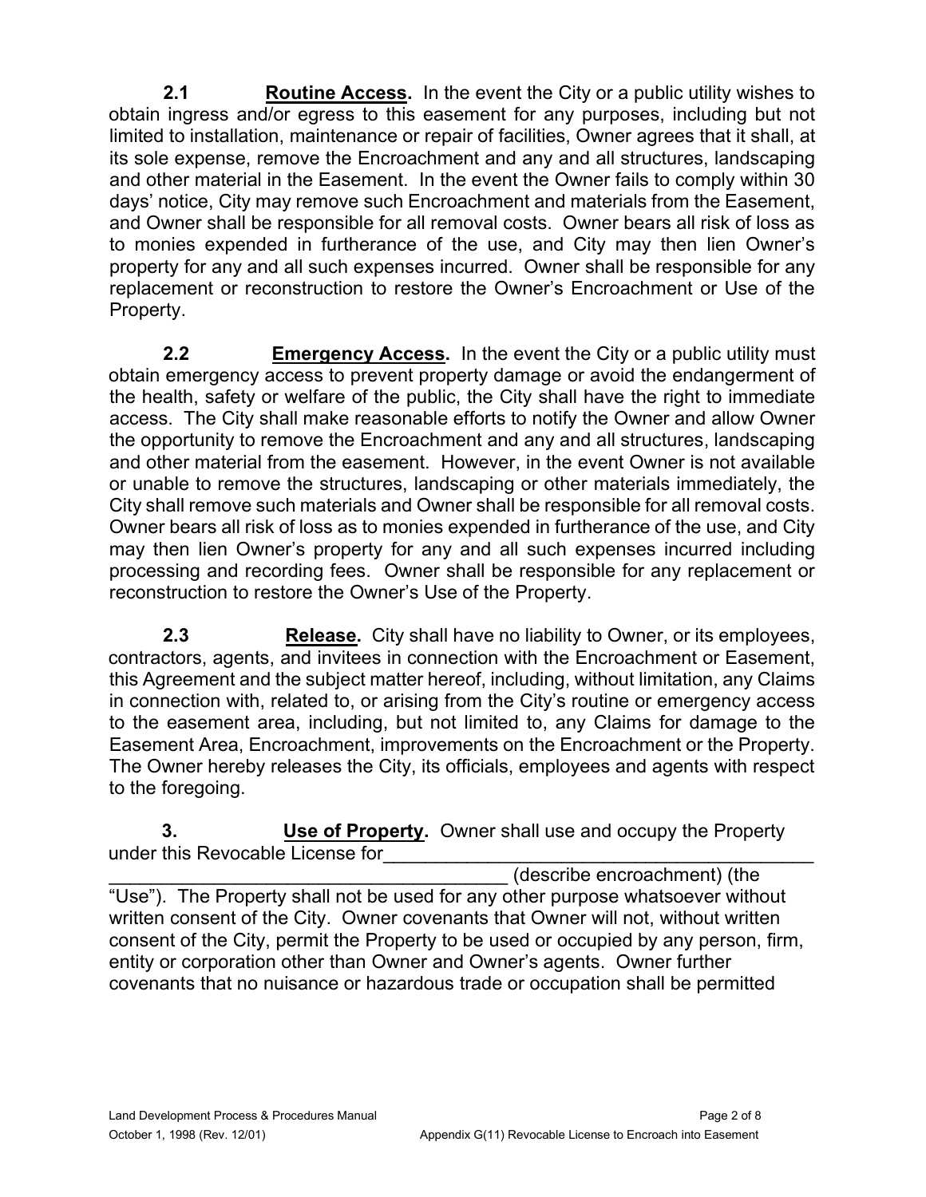**2.1 Routine Access.** In the event the City or a public utility wishes to obtain ingress and/or egress to this easement for any purposes, including but not limited to installation, maintenance or repair of facilities, Owner agrees that it shall, at its sole expense, remove the Encroachment and any and all structures, landscaping and other material in the Easement. In the event the Owner fails to comply within 30 days' notice, City may remove such Encroachment and materials from the Easement, and Owner shall be responsible for all removal costs. Owner bears all risk of loss as to monies expended in furtherance of the use, and City may then lien Owner's property for any and all such expenses incurred. Owner shall be responsible for any replacement or reconstruction to restore the Owner's Encroachment or Use of the Property.

**2.2 Emergency Access.** In the event the City or a public utility must obtain emergency access to prevent property damage or avoid the endangerment of the health, safety or welfare of the public, the City shall have the right to immediate access. The City shall make reasonable efforts to notify the Owner and allow Owner the opportunity to remove the Encroachment and any and all structures, landscaping and other material from the easement. However, in the event Owner is not available or unable to remove the structures, landscaping or other materials immediately, the City shall remove such materials and Owner shall be responsible for all removal costs. Owner bears all risk of loss as to monies expended in furtherance of the use, and City may then lien Owner's property for any and all such expenses incurred including processing and recording fees. Owner shall be responsible for any replacement or reconstruction to restore the Owner's Use of the Property.

**2.3 Release.** City shall have no liability to Owner, or its employees, contractors, agents, and invitees in connection with the Encroachment or Easement, this Agreement and the subject matter hereof, including, without limitation, any Claims in connection with, related to, or arising from the City's routine or emergency access to the easement area, including, but not limited to, any Claims for damage to the Easement Area, Encroachment, improvements on the Encroachment or the Property. The Owner hereby releases the City, its officials, employees and agents with respect to the foregoing.

**3. Use of Property.** Owner shall use and occupy the Property under this Revocable License for_________________________________________ _______________________________________ (describe encroachment) (the "Use"). The Property shall not be used for any other purpose whatsoever without written consent of the City. Owner covenants that Owner will not, without written consent of the City, permit the Property to be used or occupied by any person, firm, entity or corporation other than Owner and Owner's agents. Owner further covenants that no nuisance or hazardous trade or occupation shall be permitted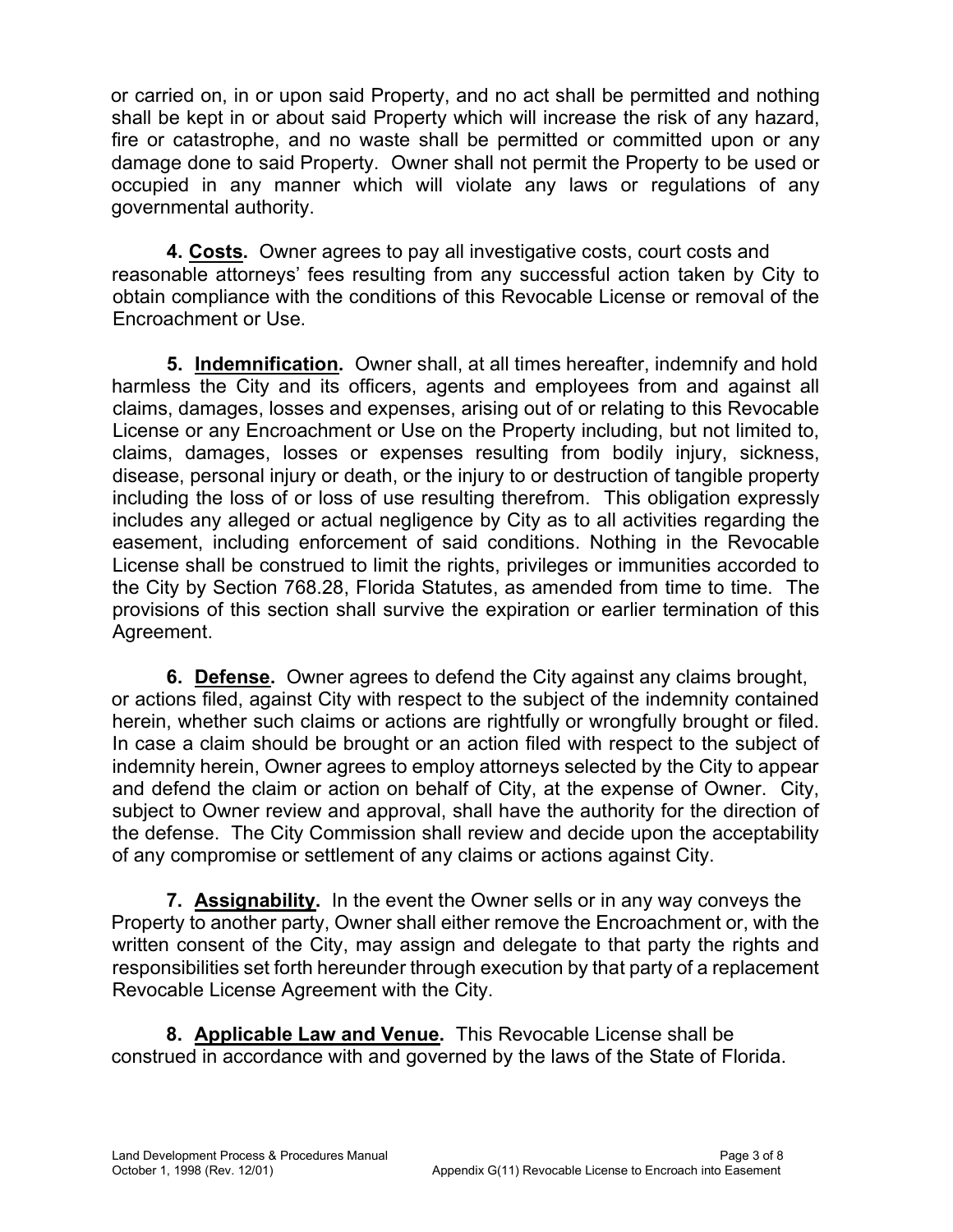or carried on, in or upon said Property, and no act shall be permitted and nothing shall be kept in or about said Property which will increase the risk of any hazard, fire or catastrophe, and no waste shall be permitted or committed upon or any damage done to said Property. Owner shall not permit the Property to be used or occupied in any manner which will violate any laws or regulations of any governmental authority.

**4. Costs.** Owner agrees to pay all investigative costs, court costs and reasonable attorneys' fees resulting from any successful action taken by City to obtain compliance with the conditions of this Revocable License or removal of the Encroachment or Use.

**5. Indemnification.** Owner shall, at all times hereafter, indemnify and hold harmless the City and its officers, agents and employees from and against all claims, damages, losses and expenses, arising out of or relating to this Revocable License or any Encroachment or Use on the Property including, but not limited to, claims, damages, losses or expenses resulting from bodily injury, sickness, disease, personal injury or death, or the injury to or destruction of tangible property including the loss of or loss of use resulting therefrom. This obligation expressly includes any alleged or actual negligence by City as to all activities regarding the easement, including enforcement of said conditions. Nothing in the Revocable License shall be construed to limit the rights, privileges or immunities accorded to the City by Section 768.28, Florida Statutes, as amended from time to time. The provisions of this section shall survive the expiration or earlier termination of this Agreement.

**6. Defense.** Owner agrees to defend the City against any claims brought, or actions filed, against City with respect to the subject of the indemnity contained herein, whether such claims or actions are rightfully or wrongfully brought or filed. In case a claim should be brought or an action filed with respect to the subject of indemnity herein, Owner agrees to employ attorneys selected by the City to appear and defend the claim or action on behalf of City, at the expense of Owner. City, subject to Owner review and approval, shall have the authority for the direction of the defense. The City Commission shall review and decide upon the acceptability of any compromise or settlement of any claims or actions against City.

**7. Assignability.** In the event the Owner sells or in any way conveys the Property to another party, Owner shall either remove the Encroachment or, with the written consent of the City, may assign and delegate to that party the rights and responsibilities set forth hereunder through execution by that party of a replacement Revocable License Agreement with the City.

**8. Applicable Law and Venue.** This Revocable License shall be construed in accordance with and governed by the laws of the State of Florida.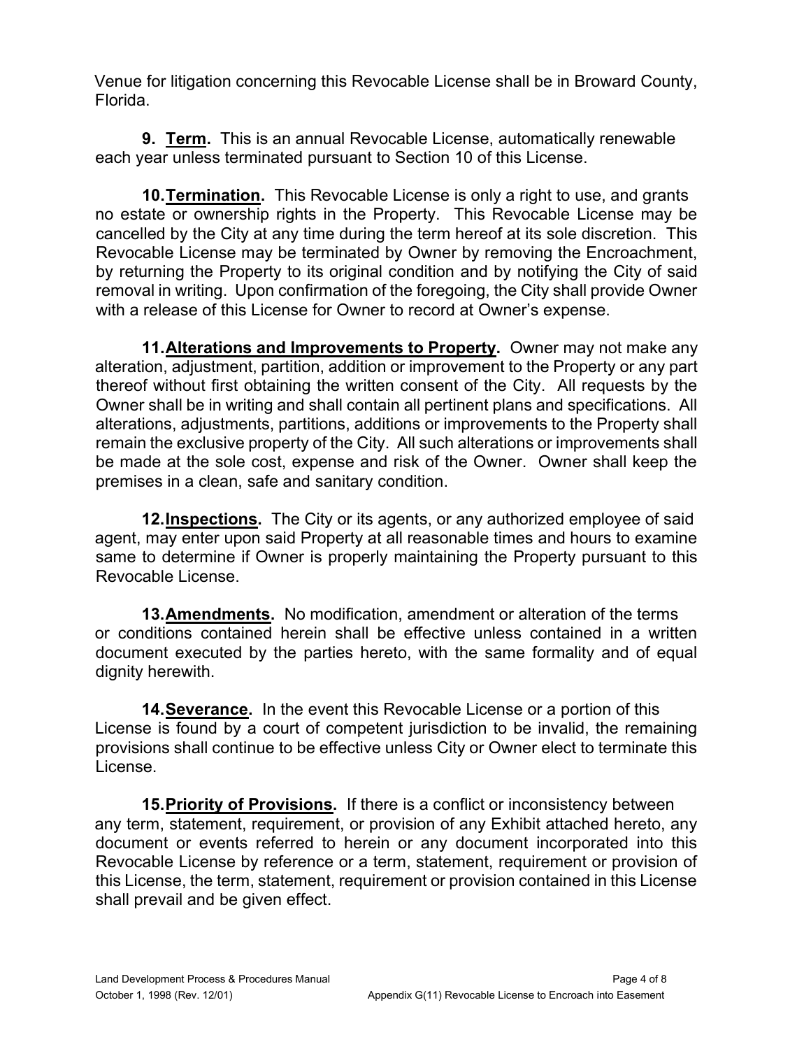Venue for litigation concerning this Revocable License shall be in Broward County, Florida.

**9. <u>Term</u>.** This is an annual Revocable License, automatically renewable each year unless terminated pursuant to Section 10 of this License.

**10. <u>Termination</u>.** This Revocable License is only a right to use, and grants no estate or ownership rights in the Property. This Revocable License may be cancelled by the City at any time during the term hereof at its sole discretion. This Revocable License may be terminated by Owner by removing the Encroachment, by returning the Property to its original condition and by notifying the City of said removal in writing. Upon confirmation of the foregoing, the City shall provide Owner with a release of this License for Owner to record at Owner's expense.

**11. <u>Alterations and Improvements to Property</u>.** Owner may not make any alteration, adjustment, partition, addition or improvement to the Property or any part thereof without first obtaining the written consent of the City. All requests by the Owner shall be in writing and shall contain all pertinent plans and specifications. All alterations, adjustments, partitions, additions or improvements to the Property shall remain the exclusive property of the City. All such alterations or improvements shall be made at the sole cost, expense and risk of the Owner. Owner shall keep the premises in a clean, safe and sanitary condition.

**12. <u>Inspections</u>.** The City or its agents, or any authorized employee of said agent, may enter upon said Property at all reasonable times and hours to examine same to determine if Owner is properly maintaining the Property pursuant to this Revocable License.

**13. <u>Amendments</u>.** No modification, amendment or alteration of the terms or conditions contained herein shall be effective unless contained in a written document executed by the parties hereto, with the same formality and of equal dignity herewith.

**14. <u>Severance</u>.** In the event this Revocable License or a portion of this License is found by a court of competent jurisdiction to be invalid, the remaining provisions shall continue to be effective unless City or Owner elect to terminate this License.

**15. <u>Priority of Provisions</u>.** If there is a conflict or inconsistency between any term, statement, requirement, or provision of any Exhibit attached hereto, any document or events referred to herein or any document incorporated into this Revocable License by reference or a term, statement, requirement or provision of this License, the term, statement, requirement or provision contained in this License shall prevail and be given effect.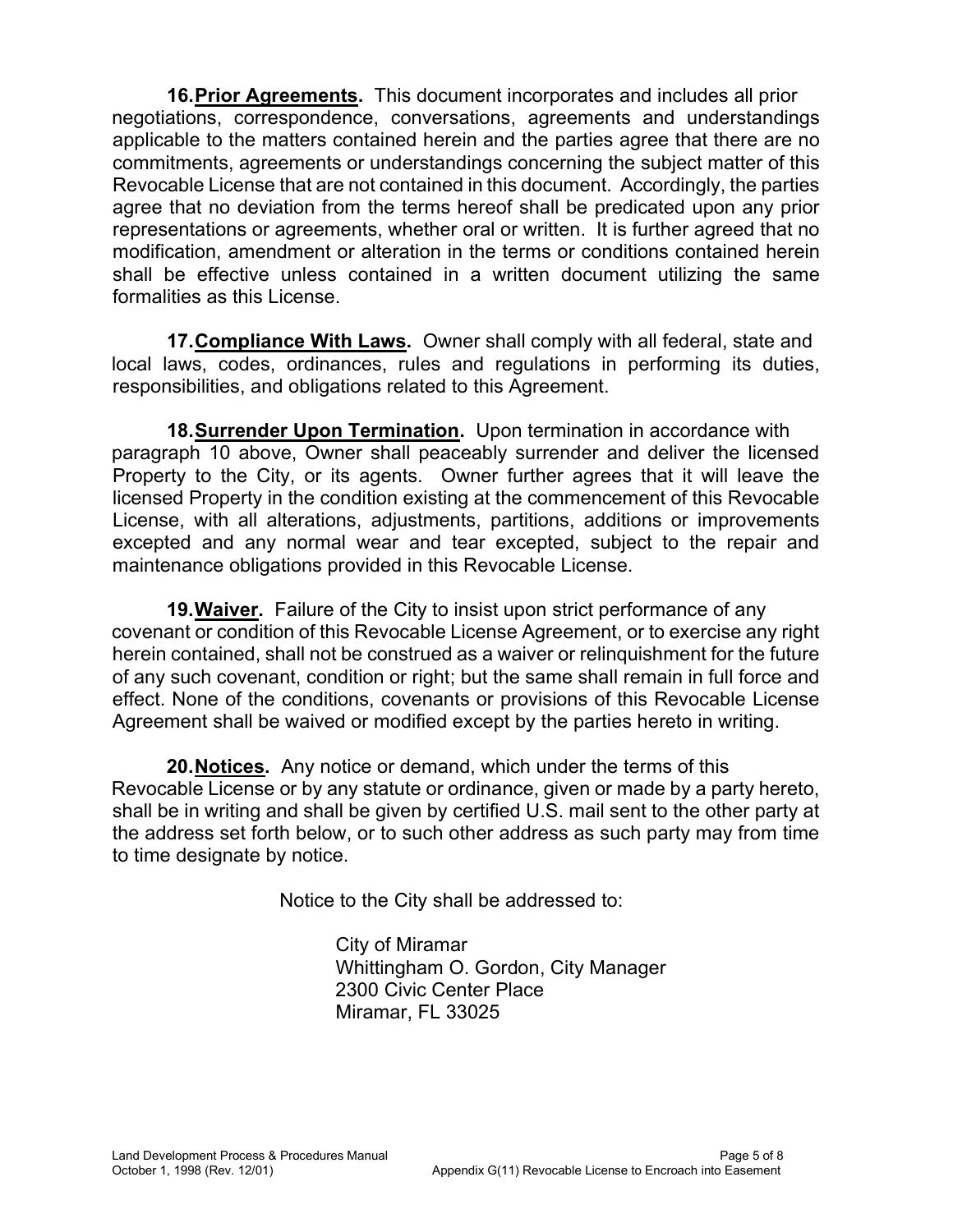**16. <u>Prior Agreements</u>.** This document incorporates and includes all prior negotiations, correspondence, conversations, agreements and understandings applicable to the matters contained herein and the parties agree that there are no commitments, agreements or understandings concerning the subject matter of this Revocable License that are not contained in this document. Accordingly, the parties agree that no deviation from the terms hereof shall be predicated upon any prior representations or agreements, whether oral or written. It is further agreed that no modification, amendment or alteration in the terms or conditions contained herein shall be effective unless contained in a written document utilizing the same formalities as this License.

**17. <u>Compliance With Laws</u>.** Owner shall comply with all federal, state and local laws, codes, ordinances, rules and regulations in performing its duties, responsibilities, and obligations related to this Agreement.

**18. <u>Surrender Upon Termination</u>.** Upon termination in accordance with paragraph 10 above, Owner shall peaceably surrender and deliver the licensed Property to the City, or its agents. Owner further agrees that it will leave the licensed Property in the condition existing at the commencement of this Revocable License, with all alterations, adjustments, partitions, additions or improvements excepted and any normal wear and tear excepted, subject to the repair and maintenance obligations provided in this Revocable License.

**19. <u>Waiver</u>.** Failure of the City to insist upon strict performance of any covenant or condition of this Revocable License Agreement, or to exercise any right herein contained, shall not be construed as a waiver or relinquishment for the future of any such covenant, condition or right; but the same shall remain in full force and effect. None of the conditions, covenants or provisions of this Revocable License Agreement shall be waived or modified except by the parties hereto in writing.

**20. <u>Notices</u>.** Any notice or demand, which under the terms of this Revocable License or by any statute or ordinance, given or made by a party hereto, shall be in writing and shall be given by certified U.S. mail sent to the other party at the address set forth below, or to such other address as such party may from time to time designate by notice.

Notice to the City shall be addressed to:

City of Miramar
Whittingham O. Gordon, City Manager
2300 Civic Center Place
Miramar, FL 33025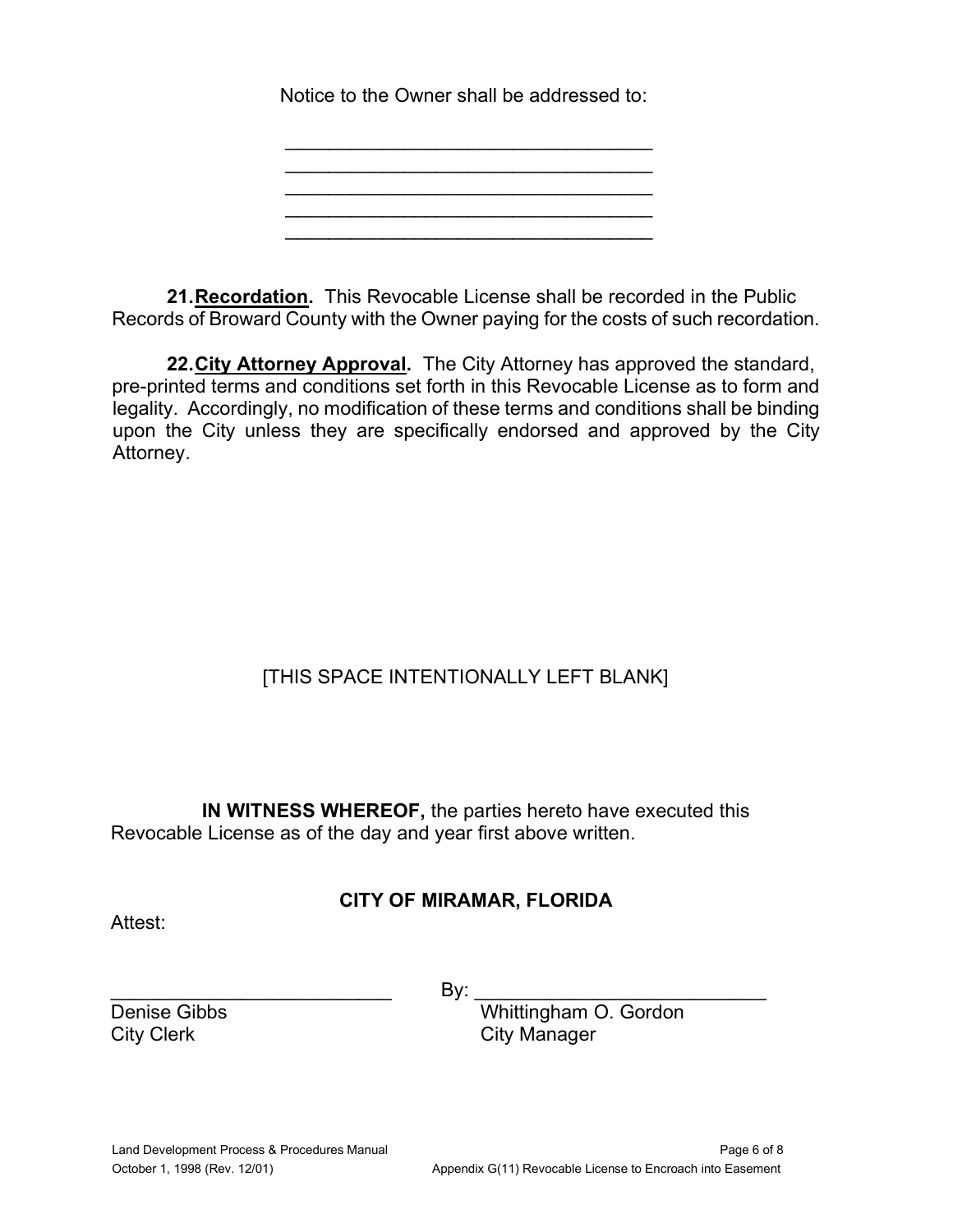Notice to the Owner shall be addressed to:

\_\_\_\_\_\_\_\_\_\_\_\_\_\_\_\_\_\_\_\_\_\_\_\_\_\_\_\_\_\_\_\_\_\_\_
\_\_\_\_\_\_\_\_\_\_\_\_\_\_\_\_\_\_\_\_\_\_\_\_\_\_\_\_\_\_\_\_\_\_\_
\_\_\_\_\_\_\_\_\_\_\_\_\_\_\_\_\_\_\_\_\_\_\_\_\_\_\_\_\_\_\_\_\_\_\_
\_\_\_\_\_\_\_\_\_\_\_\_\_\_\_\_\_\_\_\_\_\_\_\_\_\_\_\_\_\_\_\_\_\_\_
\_\_\_\_\_\_\_\_\_\_\_\_\_\_\_\_\_\_\_\_\_\_\_\_\_\_\_\_\_\_\_\_\_\_\_

**21. <u>Recordation</u>.** This Revocable License shall be recorded in the Public Records of Broward County with the Owner paying for the costs of such recordation.

**22. <u>City Attorney Approval</u>.** The City Attorney has approved the standard, pre-printed terms and conditions set forth in this Revocable License as to form and legality. Accordingly, no modification of these terms and conditions shall be binding upon the City unless they are specifically endorsed and approved by the City Attorney.

[THIS SPACE INTENTIONALLY LEFT BLANK]

**IN WITNESS WHEREOF,** the parties hereto have executed this Revocable License as of the day and year first above written.

**CITY OF MIRAMAR, FLORIDA**

Attest:

\_\_\_\_\_\_\_\_\_\_\_\_\_\_\_\_\_\_\_\_\_\_\_\_\_\_\_ By: \_\_\_\_\_\_\_\_\_\_\_\_\_\_\_\_\_\_\_\_\_\_\_\_\_\_\_

Denise Gibbs — City Clerk

Whittingham O. Gordon — City Manager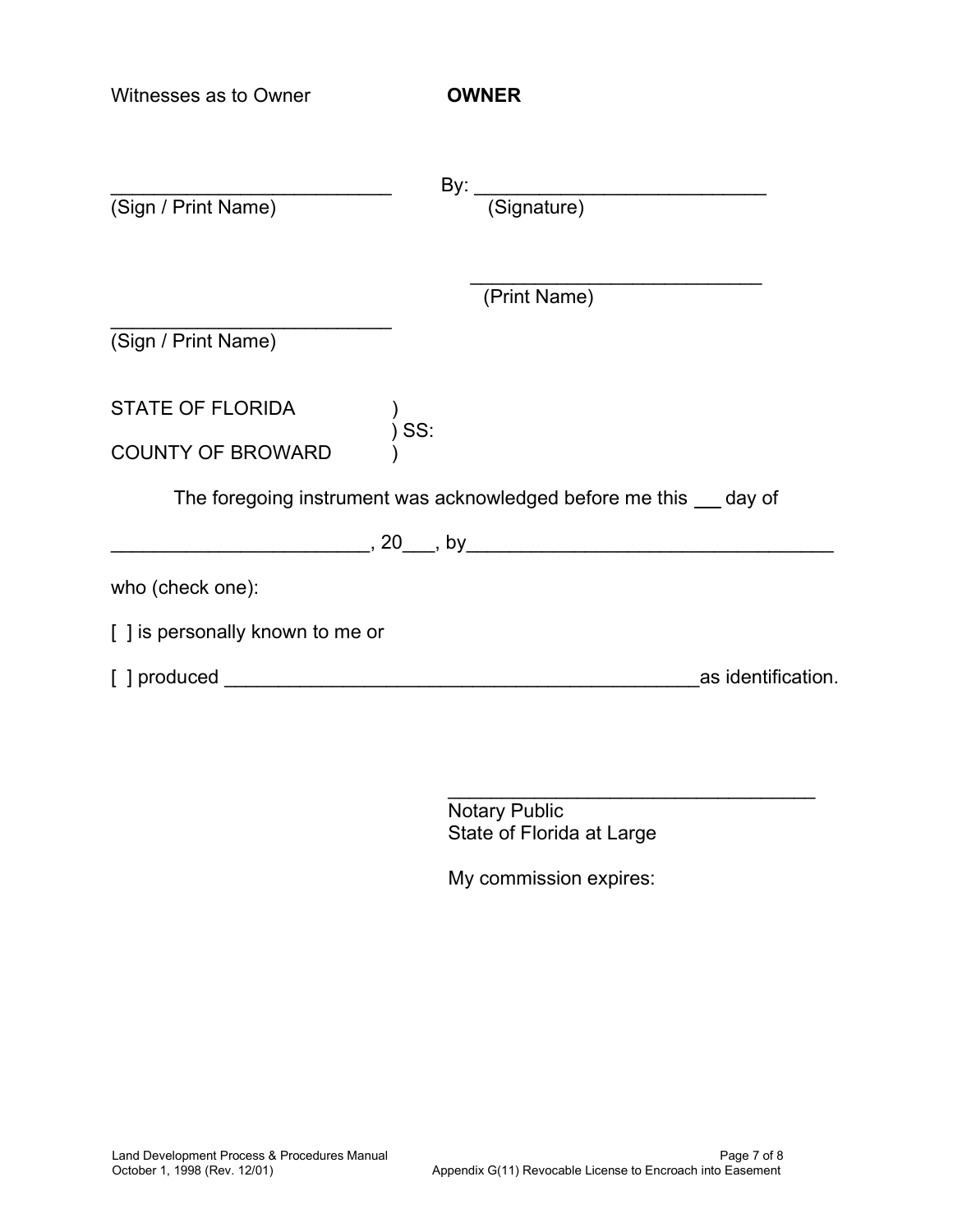Witnesses as to Owner **OWNER**

_________________________ By: ___________________________
(Sign / Print Name) (Signature)

___________________________
(Print Name)

_________________________
(Sign / Print Name)

STATE OF FLORIDA )
) SS:
COUNTY OF BROWARD )

The foregoing instrument was acknowledged before me this ___ day of

________________________, 20___, by_________________________________

who (check one):

[ ] is personally known to me or

[ ] produced ____________________________________________as identification.

___________________________________
Notary Public
State of Florida at Large

My commission expires: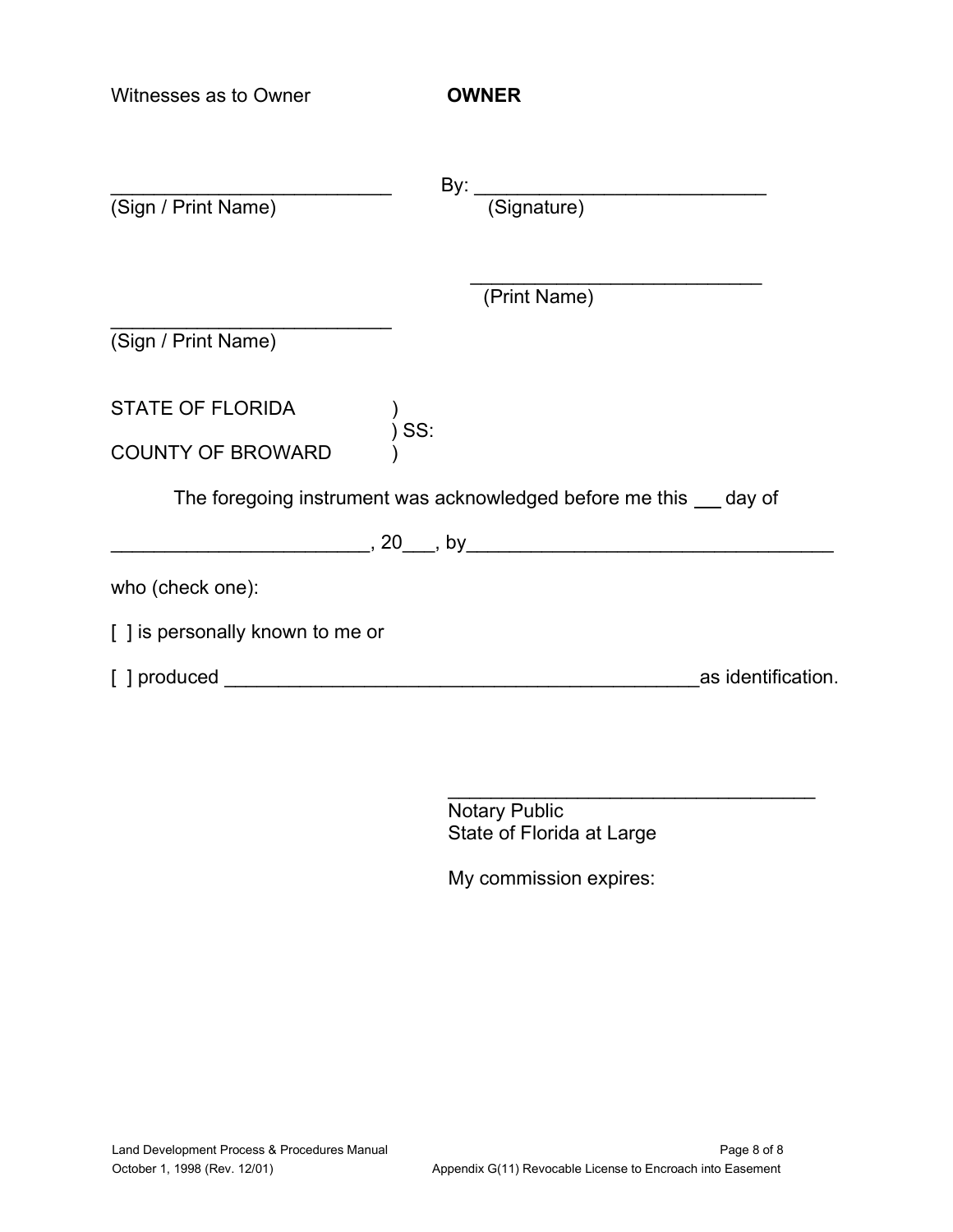Witnesses as to Owner **OWNER**

___________________________ By: ___________________________
(Sign / Print Name) (Signature)

___________________________
(Print Name)

___________________________
(Sign / Print Name)

STATE OF FLORIDA )
) SS:
COUNTY OF BROWARD )

The foregoing instrument was acknowledged before me this ___ day of

________________________, 20___, by __________________________________

who (check one):

[ ] is personally known to me or

[ ] produced _____________________________________________ as identification.

___________________________________
Notary Public
State of Florida at Large

My commission expires: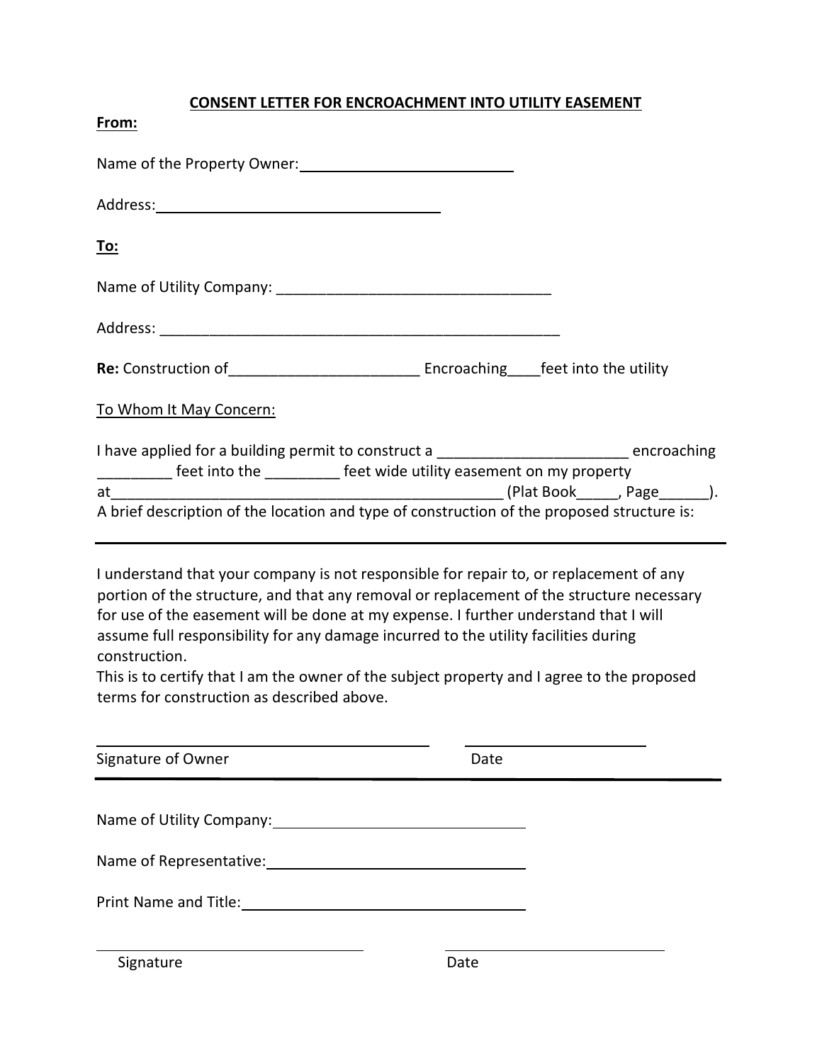**CONSENT LETTER FOR ENCROACHMENT INTO UTILITY EASEMENT**

**From:**

Name of the Property Owner: ___________________________

Address: ____________________________________

**To:**

Name of Utility Company: _________________________________

Address: ___________________________________________________

**Re:** Construction of_______________________ Encroaching____feet into the utility

To Whom It May Concern:

I have applied for a building permit to construct a _______________________ encroaching _________ feet into the _________ feet wide utility easement on my property at_______________________________________________ (Plat Book_____, Page______). A brief description of the location and type of construction of the proposed structure is:

_______________________________________________________________________________

I understand that your company is not responsible for repair to, or replacement of any portion of the structure, and that any removal or replacement of the structure necessary for use of the easement will be done at my expense. I further understand that I will assume full responsibility for any damage incurred to the utility facilities during construction.

This is to certify that I am the owner of the subject property and I agree to the proposed terms for construction as described above.

__________________________________________ ______________________

Signature of Owner Date

_______________________________________________________________________________

Name of Utility Company: ________________________________

Name of Representative: ________________________________

Print Name and Title: ________________________________

__________________________________ ____________________________

Signature Date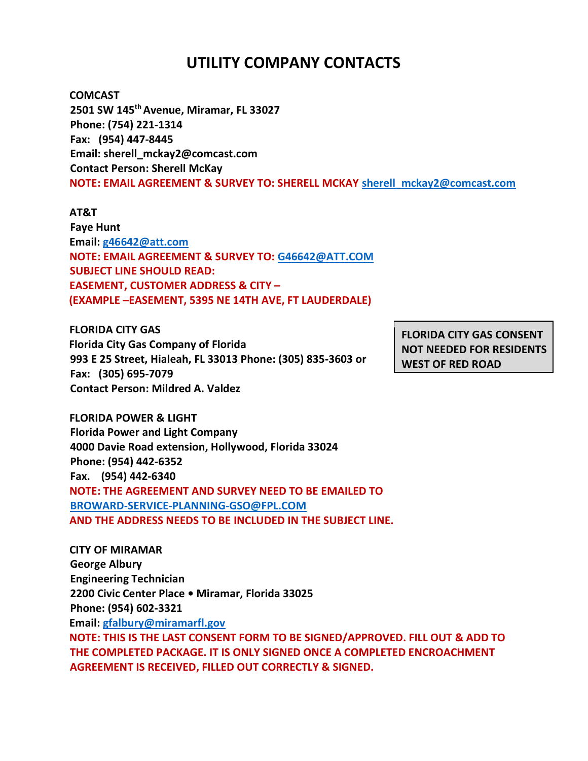# UTILITY COMPANY CONTACTS

**COMCAST**
**2501 SW 145th Avenue, Miramar, FL 33027**
**Phone: (754) 221-1314**
**Fax: (954) 447-8445**
**Email: sherell_mckay2@comcast.com**
**Contact Person: Sherell McKay**
**NOTE: EMAIL AGREEMENT & SURVEY TO: SHERELL MCKAY sherell_mckay2@comcast.com**

**AT&T**
**Faye Hunt**
**Email: g46642@att.com**
**NOTE: EMAIL AGREEMENT & SURVEY TO: G46642@ATT.COM**
**SUBJECT LINE SHOULD READ:**
**EASEMENT, CUSTOMER ADDRESS & CITY –**
**(EXAMPLE –EASEMENT, 5395 NE 14TH AVE, FT LAUDERDALE)**

**FLORIDA CITY GAS**
**Florida City Gas Company of Florida**
**993 E 25 Street, Hialeah, FL 33013 Phone: (305) 835-3603 or**
**Fax: (305) 695-7079**
**Contact Person: Mildred A. Valdez**

**FLORIDA CITY GAS CONSENT NOT NEEDED FOR RESIDENTS WEST OF RED ROAD**

**FLORIDA POWER & LIGHT**
**Florida Power and Light Company**
**4000 Davie Road extension, Hollywood, Florida 33024**
**Phone: (954) 442-6352**
**Fax. (954) 442-6340**
**NOTE: THE AGREEMENT AND SURVEY NEED TO BE EMAILED TO BROWARD-SERVICE-PLANNING-GSO@FPL.COM AND THE ADDRESS NEEDS TO BE INCLUDED IN THE SUBJECT LINE.**

**CITY OF MIRAMAR**
**George Albury**
**Engineering Technician**
**2200 Civic Center Place • Miramar, Florida 33025**
**Phone: (954) 602-3321**
**Email: gfalbury@miramarfl.gov**
**NOTE: THIS IS THE LAST CONSENT FORM TO BE SIGNED/APPROVED. FILL OUT & ADD TO THE COMPLETED PACKAGE. IT IS ONLY SIGNED ONCE A COMPLETED ENCROACHMENT AGREEMENT IS RECEIVED, FILLED OUT CORRECTLY & SIGNED.**